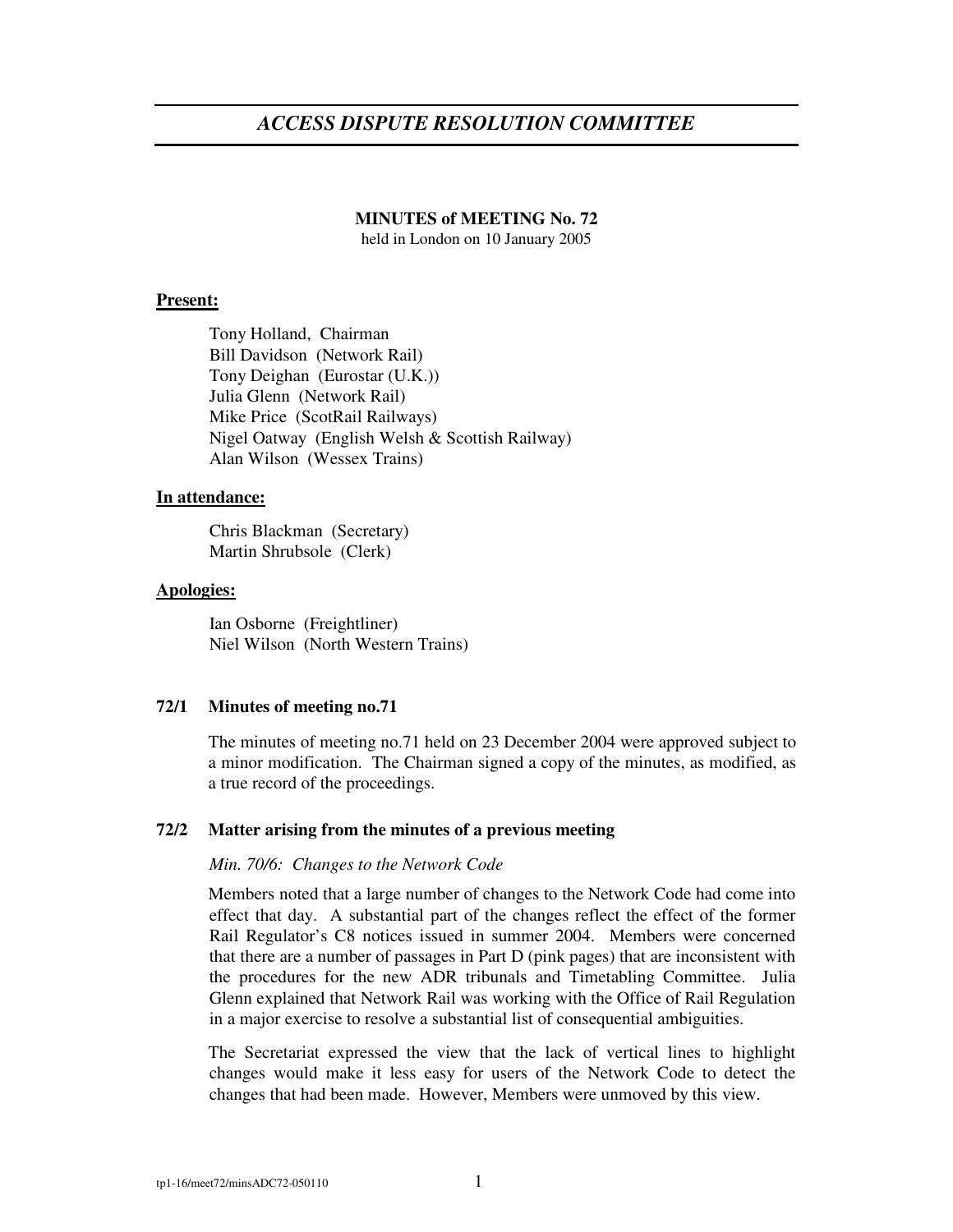# *ACCESS DISPUTE RESOLUTION COMMITTEE*

**MINUTES of MEETING No. 72**
held in London on 10 January 2005

**Present:**

Tony Holland, Chairman
Bill Davidson (Network Rail)
Tony Deighan (Eurostar (U.K.))
Julia Glenn (Network Rail)
Mike Price (ScotRail Railways)
Nigel Oatway (English Welsh & Scottish Railway)
Alan Wilson (Wessex Trains)

**In attendance:**

Chris Blackman (Secretary)
Martin Shrubsole (Clerk)

**Apologies:**

Ian Osborne (Freightliner)
Niel Wilson (North Western Trains)

### 72/1 Minutes of meeting no.71

The minutes of meeting no.71 held on 23 December 2004 were approved subject to a minor modification. The Chairman signed a copy of the minutes, as modified, as a true record of the proceedings.

### 72/2 Matter arising from the minutes of a previous meeting

*Min. 70/6: Changes to the Network Code*

Members noted that a large number of changes to the Network Code had come into effect that day. A substantial part of the changes reflect the effect of the former Rail Regulator's C8 notices issued in summer 2004. Members were concerned that there are a number of passages in Part D (pink pages) that are inconsistent with the procedures for the new ADR tribunals and Timetabling Committee. Julia Glenn explained that Network Rail was working with the Office of Rail Regulation in a major exercise to resolve a substantial list of consequential ambiguities.

The Secretariat expressed the view that the lack of vertical lines to highlight changes would make it less easy for users of the Network Code to detect the changes that had been made. However, Members were unmoved by this view.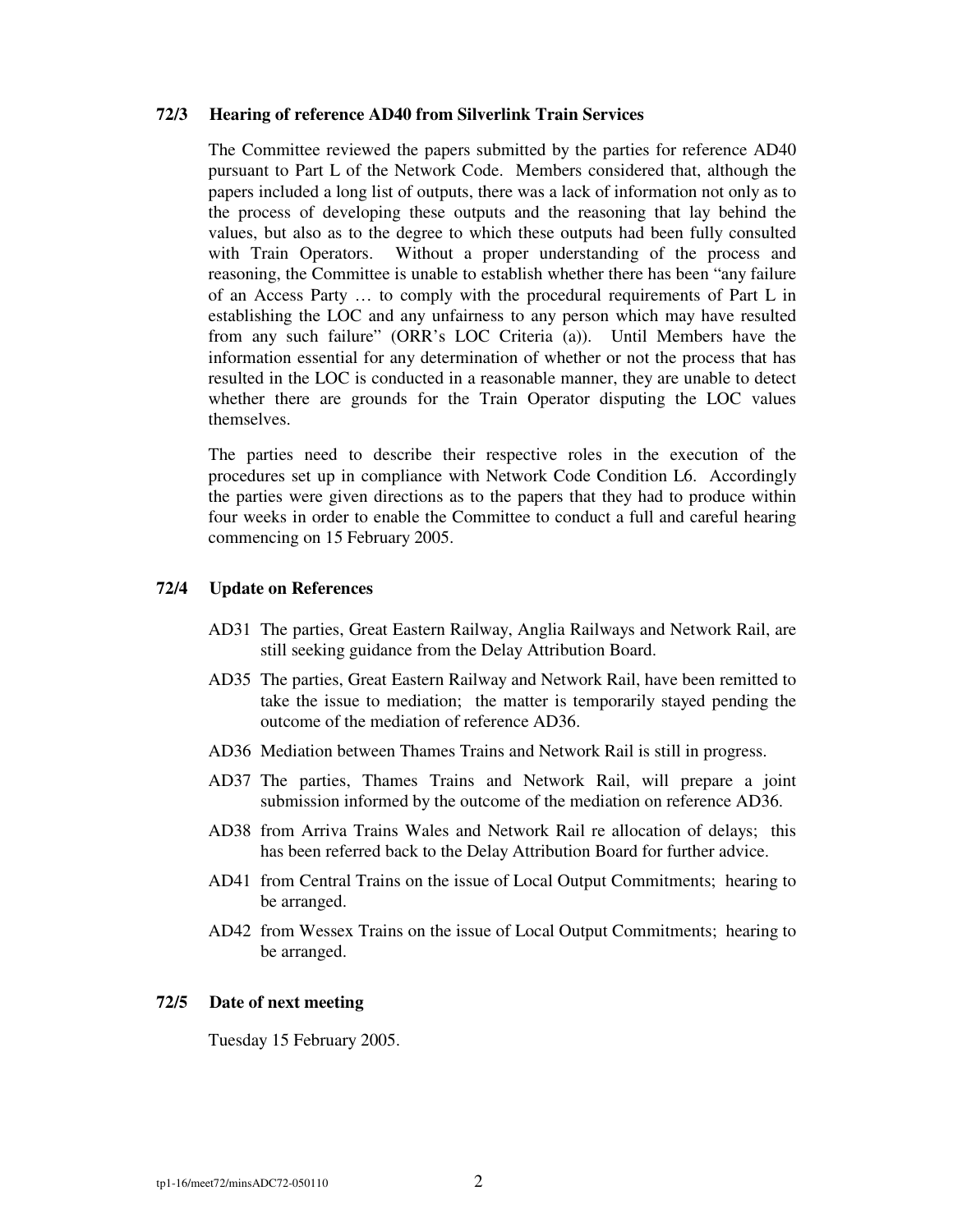### 72/3 Hearing of reference AD40 from Silverlink Train Services

The Committee reviewed the papers submitted by the parties for reference AD40 pursuant to Part L of the Network Code. Members considered that, although the papers included a long list of outputs, there was a lack of information not only as to the process of developing these outputs and the reasoning that lay behind the values, but also as to the degree to which these outputs had been fully consulted with Train Operators. Without a proper understanding of the process and reasoning, the Committee is unable to establish whether there has been "any failure of an Access Party … to comply with the procedural requirements of Part L in establishing the LOC and any unfairness to any person which may have resulted from any such failure" (ORR's LOC Criteria (a)). Until Members have the information essential for any determination of whether or not the process that has resulted in the LOC is conducted in a reasonable manner, they are unable to detect whether there are grounds for the Train Operator disputing the LOC values themselves.

The parties need to describe their respective roles in the execution of the procedures set up in compliance with Network Code Condition L6. Accordingly the parties were given directions as to the papers that they had to produce within four weeks in order to enable the Committee to conduct a full and careful hearing commencing on 15 February 2005.

### 72/4 Update on References

- AD31 The parties, Great Eastern Railway, Anglia Railways and Network Rail, are still seeking guidance from the Delay Attribution Board.
- AD35 The parties, Great Eastern Railway and Network Rail, have been remitted to take the issue to mediation; the matter is temporarily stayed pending the outcome of the mediation of reference AD36.
- AD36 Mediation between Thames Trains and Network Rail is still in progress.
- AD37 The parties, Thames Trains and Network Rail, will prepare a joint submission informed by the outcome of the mediation on reference AD36.
- AD38 from Arriva Trains Wales and Network Rail re allocation of delays; this has been referred back to the Delay Attribution Board for further advice.
- AD41 from Central Trains on the issue of Local Output Commitments; hearing to be arranged.
- AD42 from Wessex Trains on the issue of Local Output Commitments; hearing to be arranged.

### 72/5 Date of next meeting

Tuesday 15 February 2005.